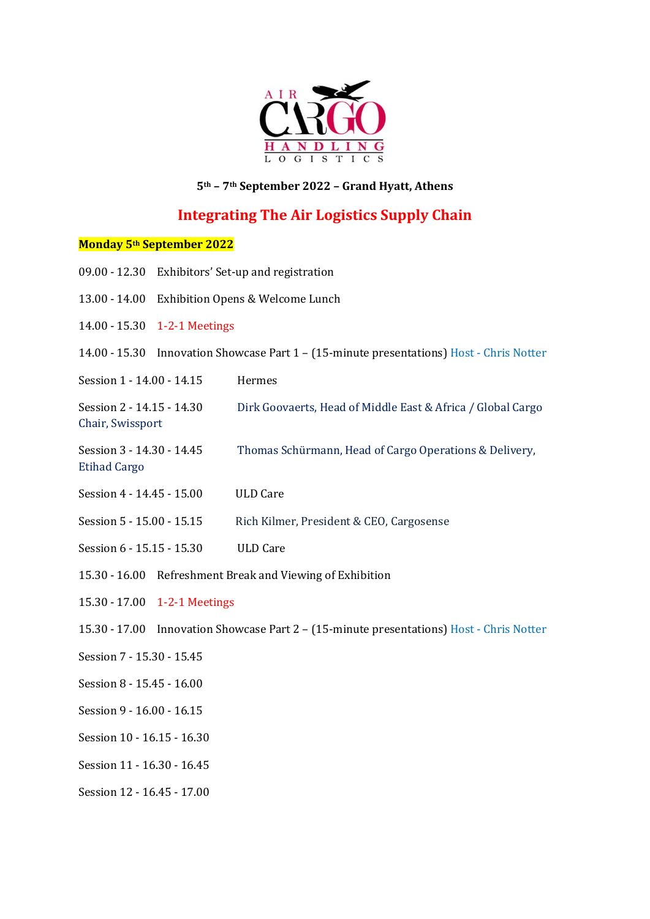AIR CARGO HANDLING LOGISTICS

**5th – 7th September 2022 – Grand Hyatt, Athens**

## Integrating The Air Logistics Supply Chain

**Monday 5th September 2022**

09.00 - 12.30 Exhibitors' Set-up and registration

13.00 - 14.00 Exhibition Opens & Welcome Lunch

14.00 - 15.30 1-2-1 Meetings

14.00 - 15.30 Innovation Showcase Part 1 – (15-minute presentations) Host - Chris Notter

Session 1 - 14.00 - 14.15 Hermes

Session 2 - 14.15 - 14.30 Dirk Goovaerts, Head of Middle East & Africa / Global Cargo Chair, Swissport

Session 3 - 14.30 - 14.45 Thomas Schürmann, Head of Cargo Operations & Delivery, Etihad Cargo

Session 4 - 14.45 - 15.00 ULD Care

Session 5 - 15.00 - 15.15 Rich Kilmer, President & CEO, Cargosense

Session 6 - 15.15 - 15.30 ULD Care

15.30 - 16.00 Refreshment Break and Viewing of Exhibition

15.30 - 17.00 1-2-1 Meetings

15.30 - 17.00 Innovation Showcase Part 2 – (15-minute presentations) Host - Chris Notter

Session 7 - 15.30 - 15.45

Session 8 - 15.45 - 16.00

Session 9 - 16.00 - 16.15

Session 10 - 16.15 - 16.30

Session 11 - 16.30 - 16.45

Session 12 - 16.45 - 17.00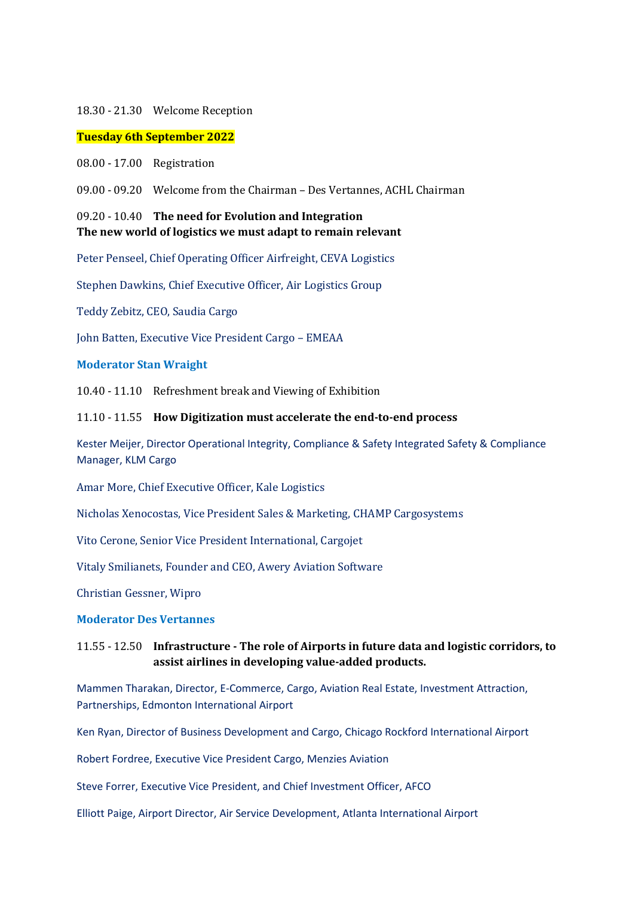18.30 - 21.30 Welcome Reception

**Tuesday 6th September 2022**

08.00 - 17.00 Registration

09.00 - 09.20 Welcome from the Chairman – Des Vertannes, ACHL Chairman

09.20 - 10.40 **The need for Evolution and Integration**
**The new world of logistics we must adapt to remain relevant**

Peter Penseel, Chief Operating Officer Airfreight, CEVA Logistics

Stephen Dawkins, Chief Executive Officer, Air Logistics Group

Teddy Zebitz, CEO, Saudia Cargo

John Batten, Executive Vice President Cargo – EMEAA

**Moderator Stan Wraight**

10.40 - 11.10 Refreshment break and Viewing of Exhibition

11.10 - 11.55 **How Digitization must accelerate the end-to-end process**

Kester Meijer, Director Operational Integrity, Compliance & Safety Integrated Safety & Compliance Manager, KLM Cargo

Amar More, Chief Executive Officer, Kale Logistics

Nicholas Xenocostas, Vice President Sales & Marketing, CHAMP Cargosystems

Vito Cerone, Senior Vice President International, Cargojet

Vitaly Smilianets, Founder and CEO, Awery Aviation Software

Christian Gessner, Wipro

**Moderator Des Vertannes**

11.55 - 12.50 **Infrastructure - The role of Airports in future data and logistic corridors, to assist airlines in developing value-added products.**

Mammen Tharakan, Director, E-Commerce, Cargo, Aviation Real Estate, Investment Attraction, Partnerships, Edmonton International Airport

Ken Ryan, Director of Business Development and Cargo, Chicago Rockford International Airport

Robert Fordree, Executive Vice President Cargo, Menzies Aviation

Steve Forrer, Executive Vice President, and Chief Investment Officer, AFCO

Elliott Paige, Airport Director, Air Service Development, Atlanta International Airport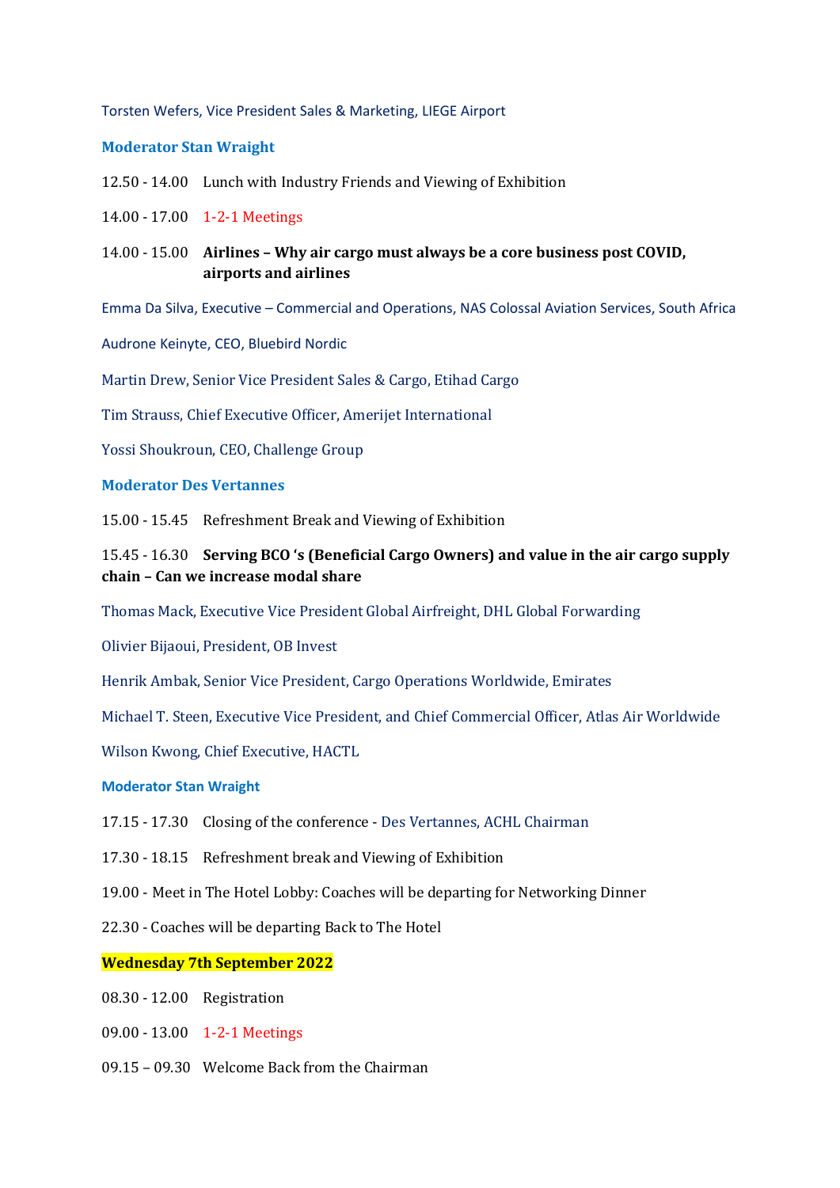Torsten Wefers, Vice President Sales & Marketing, LIEGE Airport

**Moderator Stan Wraight**

12.50 - 14.00 Lunch with Industry Friends and Viewing of Exhibition

14.00 - 17.00 1-2-1 Meetings

14.00 - 15.00 **Airlines – Why air cargo must always be a core business post COVID, airports and airlines**

Emma Da Silva, Executive – Commercial and Operations, NAS Colossal Aviation Services, South Africa

Audrone Keinyte, CEO, Bluebird Nordic

Martin Drew, Senior Vice President Sales & Cargo, Etihad Cargo

Tim Strauss, Chief Executive Officer, Amerijet International

Yossi Shoukroun, CEO, Challenge Group

**Moderator Des Vertannes**

15.00 - 15.45 Refreshment Break and Viewing of Exhibition

15.45 - 16.30 **Serving BCO 's (Beneficial Cargo Owners) and value in the air cargo supply chain – Can we increase modal share**

Thomas Mack, Executive Vice President Global Airfreight, DHL Global Forwarding

Olivier Bijaoui, President, OB Invest

Henrik Ambak, Senior Vice President, Cargo Operations Worldwide, Emirates

Michael T. Steen, Executive Vice President, and Chief Commercial Officer, Atlas Air Worldwide

Wilson Kwong, Chief Executive, HACTL

**Moderator Stan Wraight**

17.15 - 17.30 Closing of the conference - Des Vertannes, ACHL Chairman

17.30 - 18.15 Refreshment break and Viewing of Exhibition

19.00 - Meet in The Hotel Lobby: Coaches will be departing for Networking Dinner

22.30 - Coaches will be departing Back to The Hotel

**Wednesday 7th September 2022**

08.30 - 12.00 Registration

09.00 - 13.00 1-2-1 Meetings

09.15 – 09.30 Welcome Back from the Chairman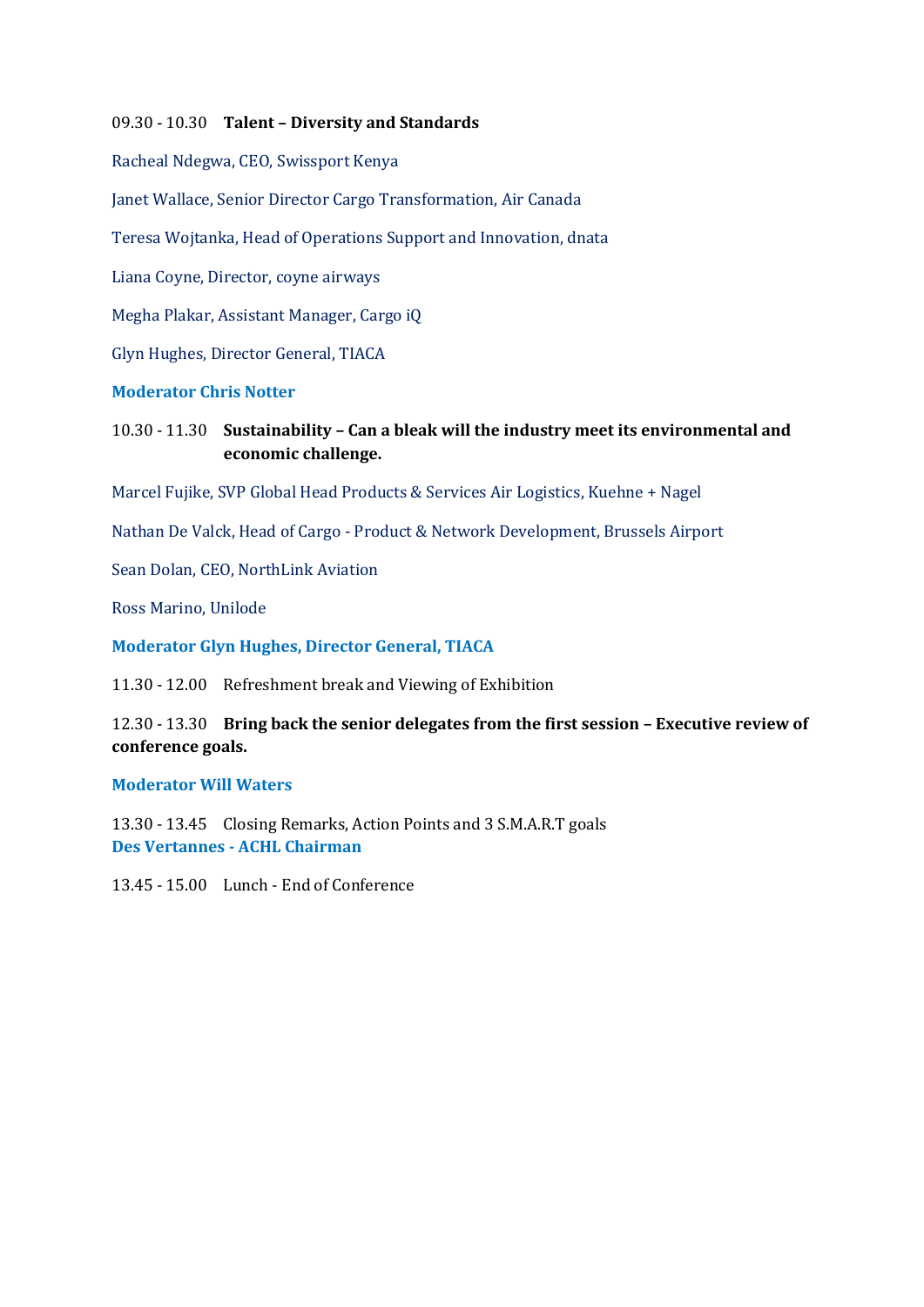09.30 - 10.30 **Talent – Diversity and Standards**

Racheal Ndegwa, CEO, Swissport Kenya

Janet Wallace, Senior Director Cargo Transformation, Air Canada

Teresa Wojtanka, Head of Operations Support and Innovation, dnata

Liana Coyne, Director, coyne airways

Megha Plakar, Assistant Manager, Cargo iQ

Glyn Hughes, Director General, TIACA

**Moderator Chris Notter**

10.30 - 11.30 **Sustainability – Can a bleak will the industry meet its environmental and economic challenge.**

Marcel Fujike, SVP Global Head Products & Services Air Logistics, Kuehne + Nagel

Nathan De Valck, Head of Cargo - Product & Network Development, Brussels Airport

Sean Dolan, CEO, NorthLink Aviation

Ross Marino, Unilode

**Moderator Glyn Hughes, Director General, TIACA**

11.30 - 12.00 Refreshment break and Viewing of Exhibition

12.30 - 13.30 **Bring back the senior delegates from the first session – Executive review of conference goals.**

**Moderator Will Waters**

13.30 - 13.45 Closing Remarks, Action Points and 3 S.M.A.R.T goals
**Des Vertannes - ACHL Chairman**

13.45 - 15.00 Lunch - End of Conference